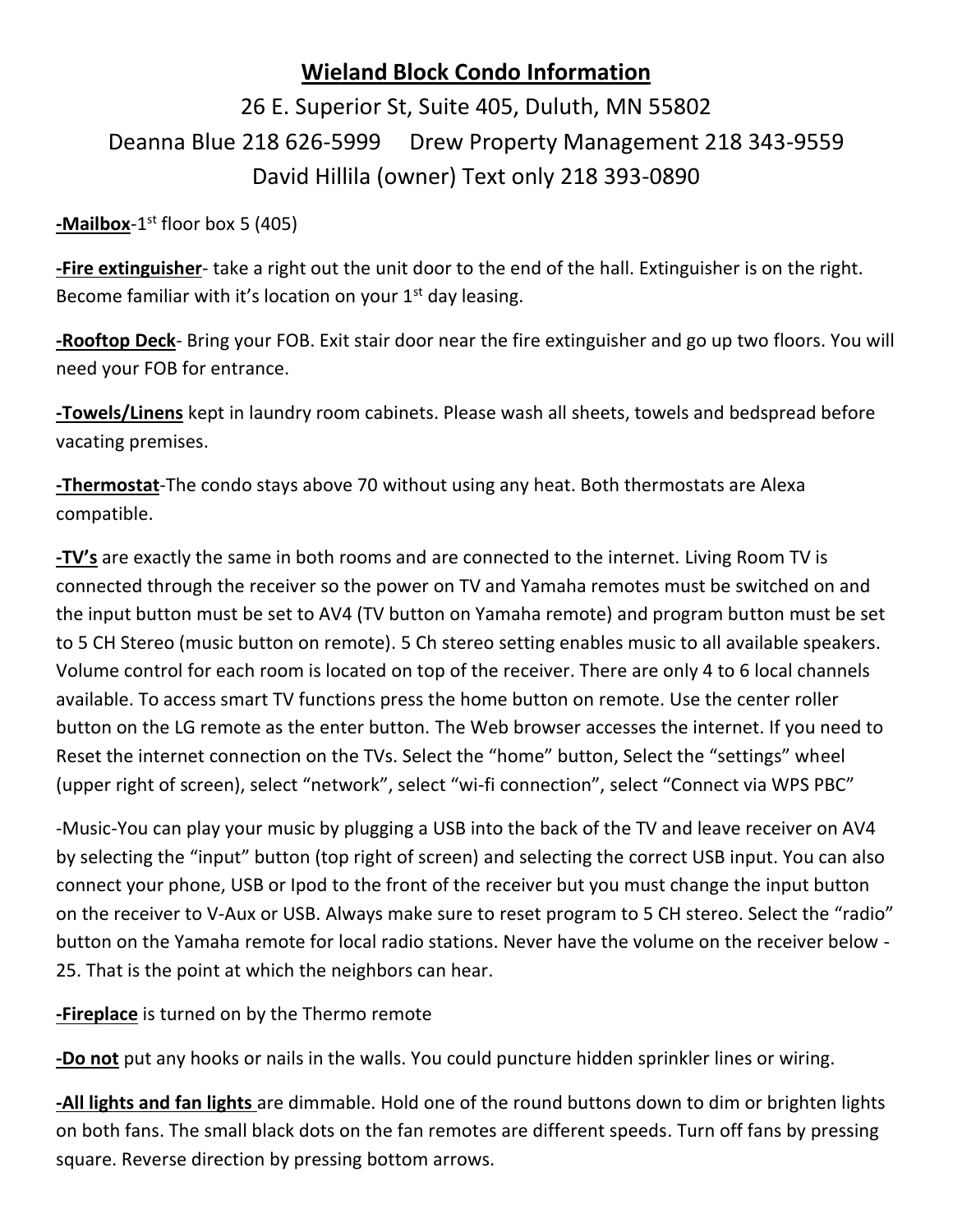# Wieland Block Condo Information

26 E. Superior St, Suite 405, Duluth, MN 55802

Deanna Blue 218 626-5999     Drew Property Management 218 343-9559

David Hillila (owner) Text only 218 393-0890

**-Mailbox**-1st floor box 5 (405)

**-Fire extinguisher**- take a right out the unit door to the end of the hall. Extinguisher is on the right. Become familiar with it's location on your 1st day leasing.

**-Rooftop Deck**- Bring your FOB. Exit stair door near the fire extinguisher and go up two floors. You will need your FOB for entrance.

**-Towels/Linens** kept in laundry room cabinets. Please wash all sheets, towels and bedspread before vacating premises.

**-Thermostat**-The condo stays above 70 without using any heat. Both thermostats are Alexa compatible.

**-TV's** are exactly the same in both rooms and are connected to the internet. Living Room TV is connected through the receiver so the power on TV and Yamaha remotes must be switched on and the input button must be set to AV4 (TV button on Yamaha remote) and program button must be set to 5 CH Stereo (music button on remote). 5 Ch stereo setting enables music to all available speakers. Volume control for each room is located on top of the receiver. There are only 4 to 6 local channels available. To access smart TV functions press the home button on remote. Use the center roller button on the LG remote as the enter button. The Web browser accesses the internet. If you need to Reset the internet connection on the TVs. Select the "home" button, Select the "settings" wheel (upper right of screen), select "network", select "wi-fi connection", select "Connect via WPS PBC"

-Music-You can play your music by plugging a USB into the back of the TV and leave receiver on AV4 by selecting the "input" button (top right of screen) and selecting the correct USB input. You can also connect your phone, USB or Ipod to the front of the receiver but you must change the input button on the receiver to V-Aux or USB. Always make sure to reset program to 5 CH stereo. Select the "radio" button on the Yamaha remote for local radio stations. Never have the volume on the receiver below -25. That is the point at which the neighbors can hear.

**-Fireplace** is turned on by the Thermo remote

**-Do not** put any hooks or nails in the walls. You could puncture hidden sprinkler lines or wiring.

**-All lights and fan lights** are dimmable. Hold one of the round buttons down to dim or brighten lights on both fans. The small black dots on the fan remotes are different speeds. Turn off fans by pressing square. Reverse direction by pressing bottom arrows.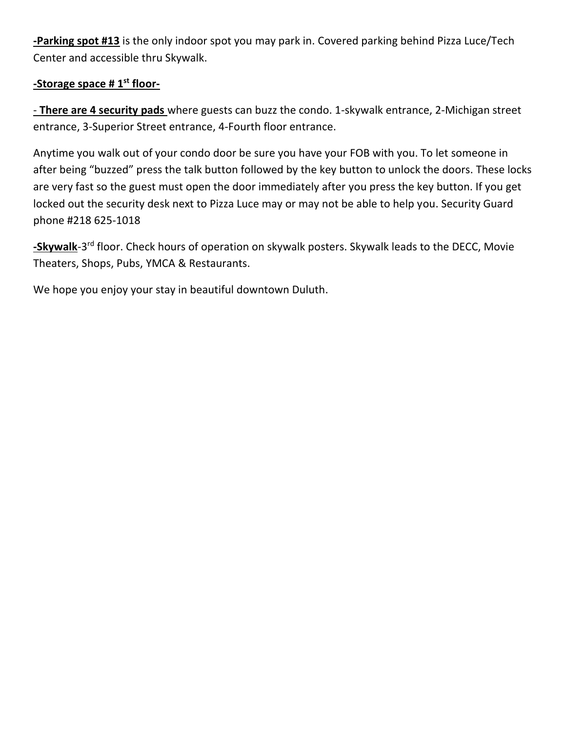**-Parking spot #13** is the only indoor spot you may park in. Covered parking behind Pizza Luce/Tech Center and accessible thru Skywalk.

**-Storage space # 1st floor-**

- **There are 4 security pads** where guests can buzz the condo. 1-skywalk entrance, 2-Michigan street entrance, 3-Superior Street entrance, 4-Fourth floor entrance.

Anytime you walk out of your condo door be sure you have your FOB with you. To let someone in after being "buzzed" press the talk button followed by the key button to unlock the doors. These locks are very fast so the guest must open the door immediately after you press the key button. If you get locked out the security desk next to Pizza Luce may or may not be able to help you. Security Guard phone #218 625-1018

**-Skywalk**-3rd floor. Check hours of operation on skywalk posters. Skywalk leads to the DECC, Movie Theaters, Shops, Pubs, YMCA & Restaurants.

We hope you enjoy your stay in beautiful downtown Duluth.